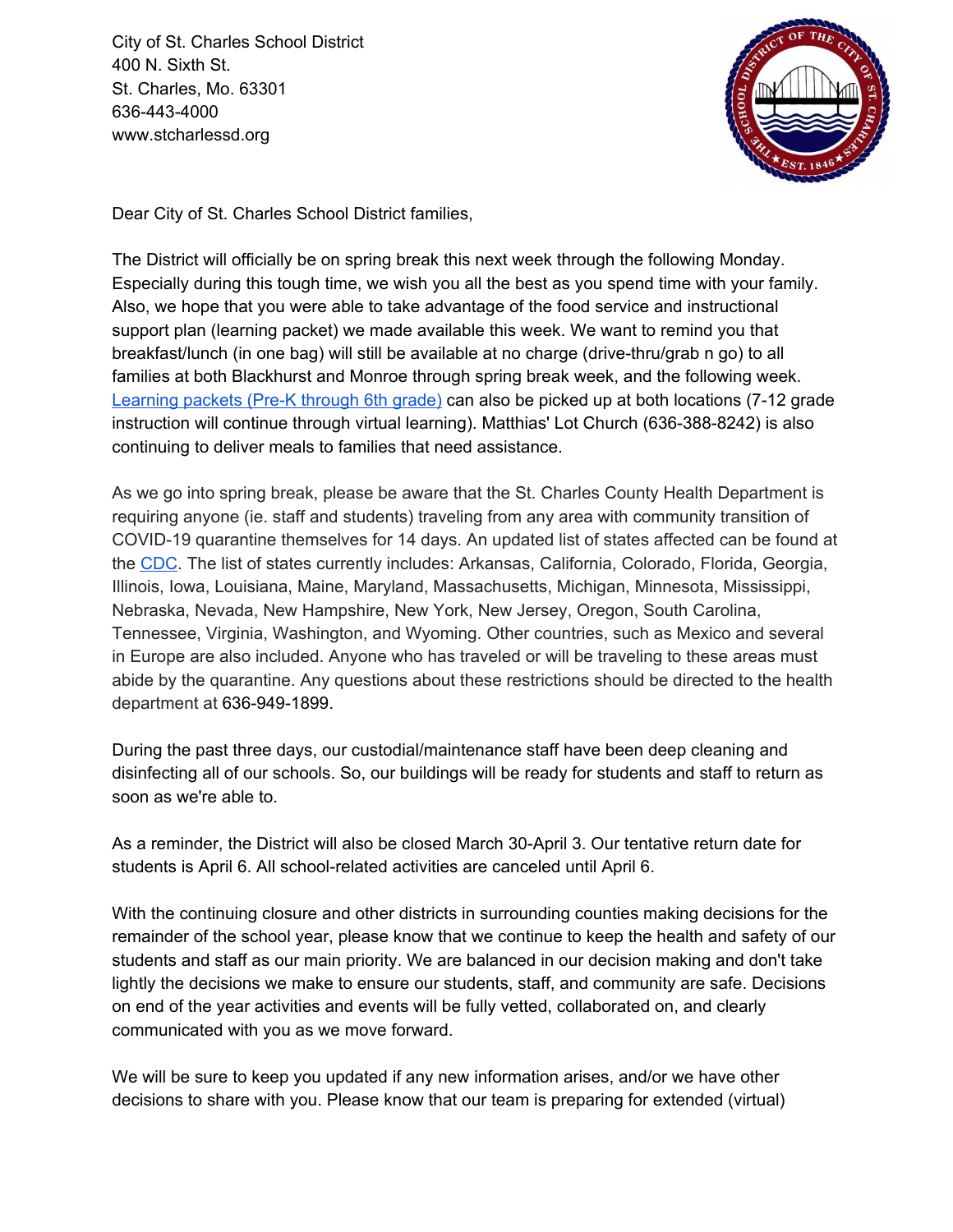City of St. Charles School District
400 N. Sixth St.
St. Charles, Mo. 63301
636-443-4000
www.stcharlessd.org

Dear City of St. Charles School District families,

The District will officially be on spring break this next week through the following Monday. Especially during this tough time, we wish you all the best as you spend time with your family. Also, we hope that you were able to take advantage of the food service and instructional support plan (learning packet) we made available this week. We want to remind you that breakfast/lunch (in one bag) will still be available at no charge (drive-thru/grab n go) to all families at both Blackhurst and Monroe through spring break week, and the following week. Learning packets (Pre-K through 6th grade) can also be picked up at both locations (7-12 grade instruction will continue through virtual learning). Matthias' Lot Church (636-388-8242) is also continuing to deliver meals to families that need assistance.

As we go into spring break, please be aware that the St. Charles County Health Department is requiring anyone (ie. staff and students) traveling from any area with community transition of COVID-19 quarantine themselves for 14 days. An updated list of states affected can be found at the CDC. The list of states currently includes: Arkansas, California, Colorado, Florida, Georgia, Illinois, Iowa, Louisiana, Maine, Maryland, Massachusetts, Michigan, Minnesota, Mississippi, Nebraska, Nevada, New Hampshire, New York, New Jersey, Oregon, South Carolina, Tennessee, Virginia, Washington, and Wyoming. Other countries, such as Mexico and several in Europe are also included. Anyone who has traveled or will be traveling to these areas must abide by the quarantine. Any questions about these restrictions should be directed to the health department at 636-949-1899.

During the past three days, our custodial/maintenance staff have been deep cleaning and disinfecting all of our schools. So, our buildings will be ready for students and staff to return as soon as we're able to.

As a reminder, the District will also be closed March 30-April 3. Our tentative return date for students is April 6. All school-related activities are canceled until April 6.

With the continuing closure and other districts in surrounding counties making decisions for the remainder of the school year, please know that we continue to keep the health and safety of our students and staff as our main priority. We are balanced in our decision making and don't take lightly the decisions we make to ensure our students, staff, and community are safe. Decisions on end of the year activities and events will be fully vetted, collaborated on, and clearly communicated with you as we move forward.

We will be sure to keep you updated if any new information arises, and/or we have other decisions to share with you. Please know that our team is preparing for extended (virtual)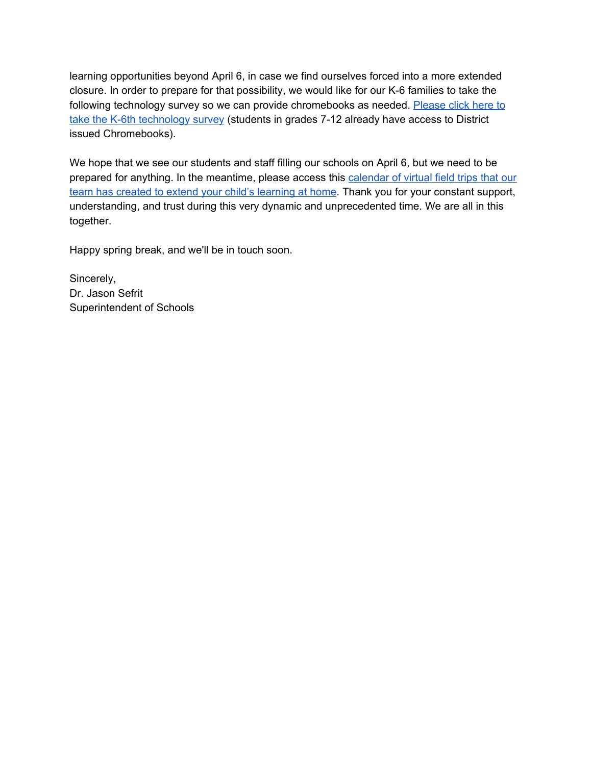learning opportunities beyond April 6, in case we find ourselves forced into a more extended closure. In order to prepare for that possibility, we would like for our K-6 families to take the following technology survey so we can provide chromebooks as needed. Please click here to take the K-6th technology survey (students in grades 7-12 already have access to District issued Chromebooks).

We hope that we see our students and staff filling our schools on April 6, but we need to be prepared for anything. In the meantime, please access this calendar of virtual field trips that our team has created to extend your child's learning at home. Thank you for your constant support, understanding, and trust during this very dynamic and unprecedented time. We are all in this together.

Happy spring break, and we'll be in touch soon.

Sincerely,
Dr. Jason Sefrit
Superintendent of Schools